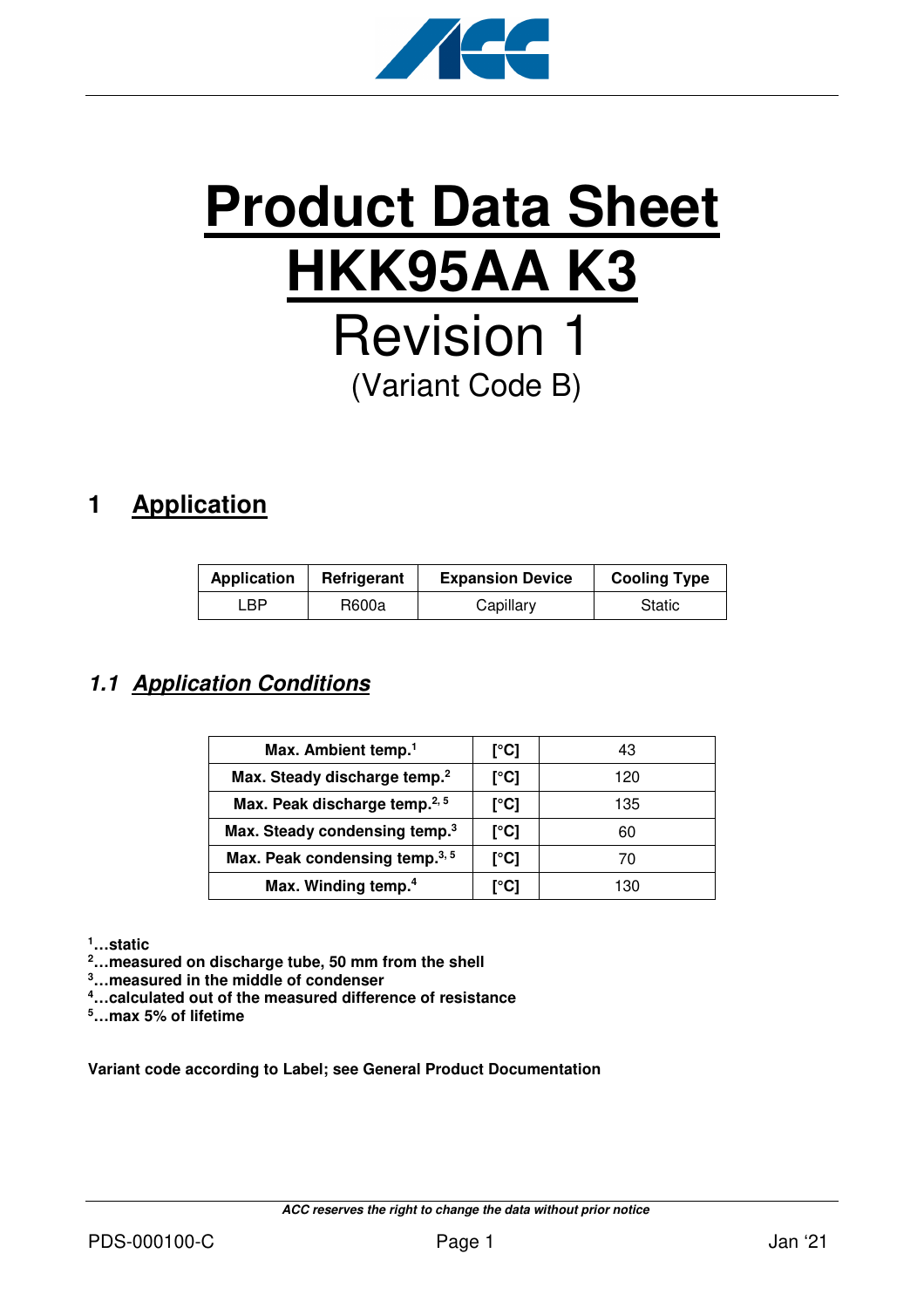# Product Data Sheet HKK95AA K3

Revision 1

(Variant Code B)

## 1 Application

| Application | Refrigerant | Expansion Device | Cooling Type |
|---|---|---|---|
| LBP | R600a | Capillary | Static |

### 1.1 Application Conditions

| Max. Ambient temp.[1] | [°C] | 43 |
|---|---|---|
| Max. Steady discharge temp.[2] | [°C] | 120 |
| Max. Peak discharge temp.[2, 5] | [°C] | 135 |
| Max. Steady condensing temp.[3] | [°C] | 60 |
| Max. Peak condensing temp.[3, 5] | [°C] | 70 |
| Max. Winding temp.[4] | [°C] | 130 |

**[1]…static**
**[2]…measured on discharge tube, 50 mm from the shell**
**[3]…measured in the middle of condenser**
**[4]…calculated out of the measured difference of resistance**
**[5]…max 5% of lifetime**

**Variant code according to Label; see General Product Documentation**

*ACC reserves the right to change the data without prior notice*

PDS-000100-C Jan '21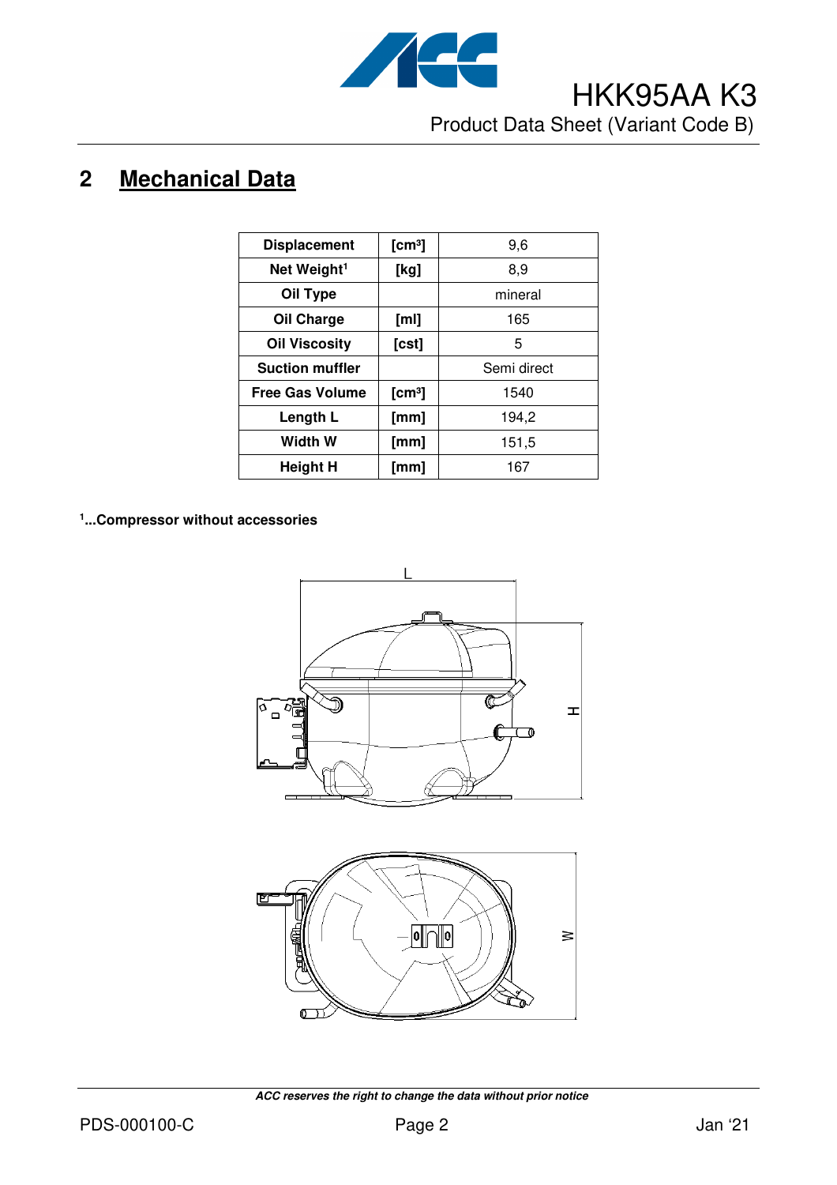## 2 Mechanical Data

| Displacement | [cm³] | 9,6 |
|---|---|---|
| Net Weight[1] | [kg] | 8,9 |
| Oil Type | | mineral |
| Oil Charge | [ml] | 165 |
| Oil Viscosity | [cst] | 5 |
| Suction muffler | | Semi direct |
| Free Gas Volume | [cm³] | 1540 |
| Length L | [mm] | 194,2 |
| Width W | [mm] | 151,5 |
| Height H | [mm] | 167 |

**[1]...Compressor without accessories**

*ACC reserves the right to change the data without prior notice*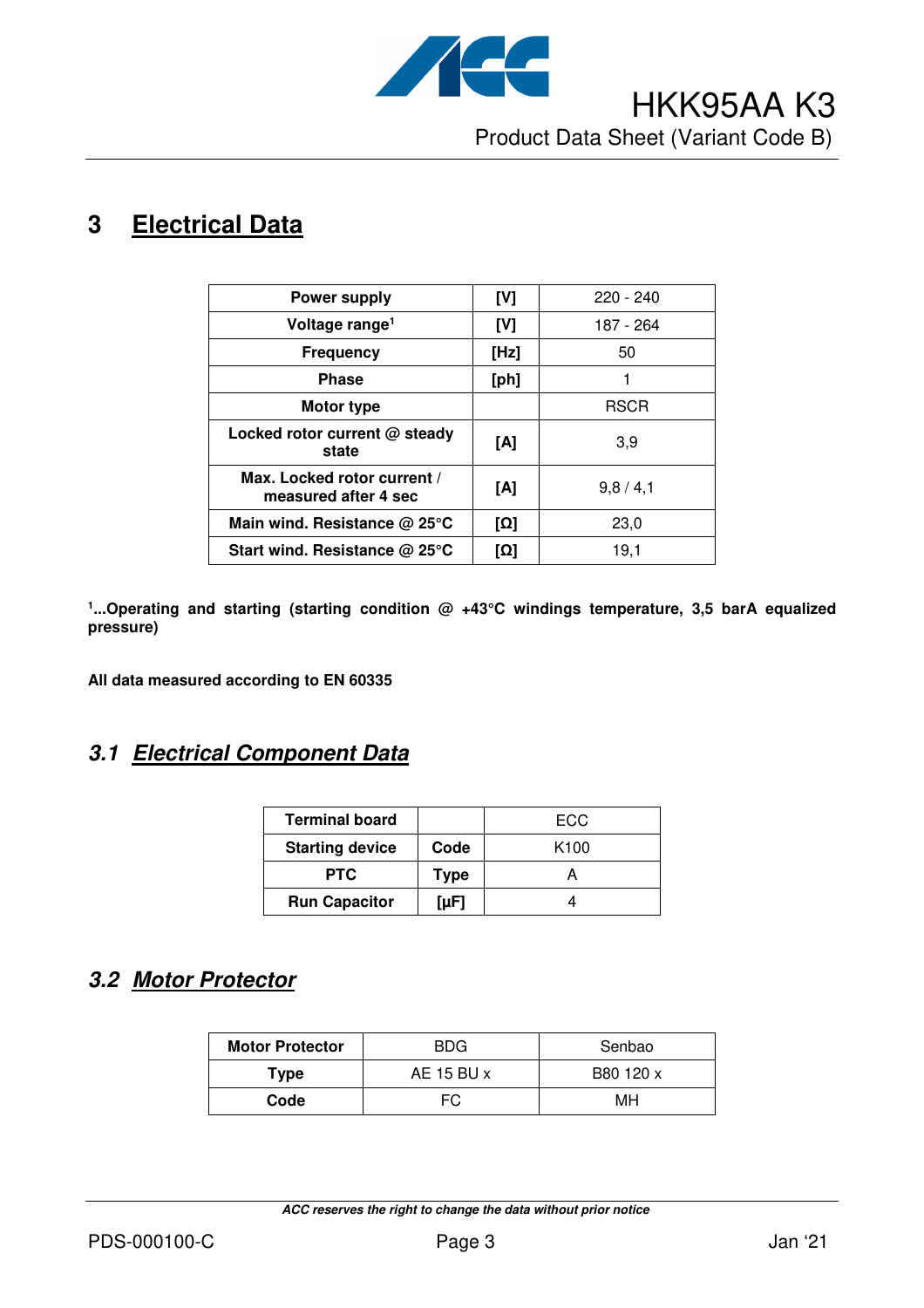# 3 Electrical Data

| Power supply | [V] | 220 - 240 |
|---|---|---|
| Voltage range[1] | [V] | 187 - 264 |
| Frequency | [Hz] | 50 |
| Phase | [ph] | 1 |
| Motor type | | RSCR |
| Locked rotor current @ steady state | [A] | 3,9 |
| Max. Locked rotor current / measured after 4 sec | [A] | 9,8 / 4,1 |
| Main wind. Resistance @ 25°C | [Ω] | 23,0 |
| Start wind. Resistance @ 25°C | [Ω] | 19,1 |

**[1]...Operating and starting (starting condition @ +43°C windings temperature, 3,5 barA equalized pressure)**

**All data measured according to EN 60335**

## *3.1 Electrical Component Data*

| Terminal board | | ECC |
|---|---|---|
| Starting device | Code | K100 |
| PTC | Type | A |
| Run Capacitor | [µF] | 4 |

## *3.2 Motor Protector*

| Motor Protector | BDG | Senbao |
|---|---|---|
| Type | AE 15 BU x | B80 120 x |
| Code | FC | MH |

***ACC reserves the right to change the data without prior notice***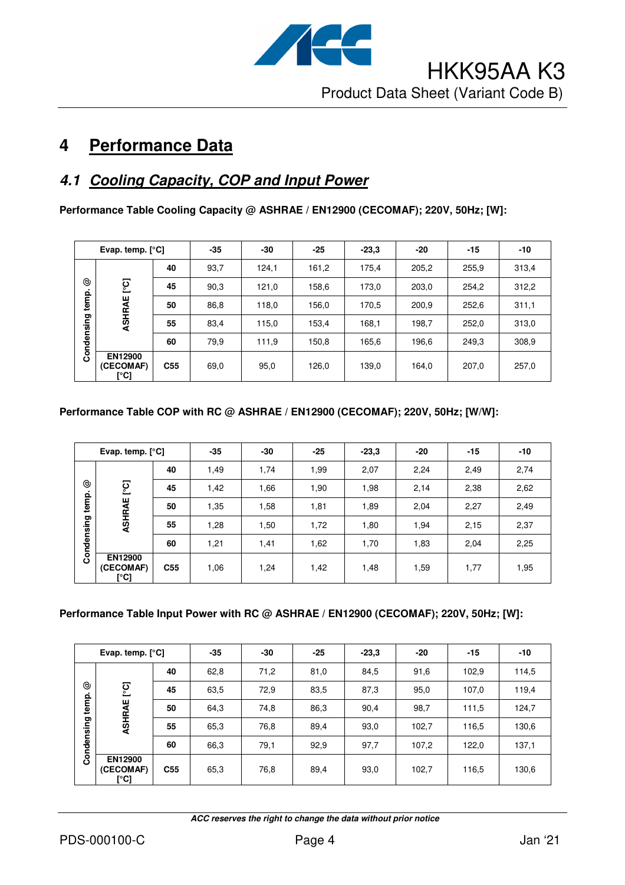# 4 Performance Data

## 4.1 Cooling Capacity, COP and Input Power

**Performance Table Cooling Capacity @ ASHRAE / EN12900 (CECOMAF); 220V, 50Hz; [W]:**

| Evap. temp. [°C] | | | -35 | -30 | -25 | -23,3 | -20 | -15 | -10 |
|---|---|---|---|---|---|---|---|---|---|
| Condensing temp. @ | ASHRAE [°C] | 40 | 93,7 | 124,1 | 161,2 | 175,4 | 205,2 | 255,9 | 313,4 |
| | | 45 | 90,3 | 121,0 | 158,6 | 173,0 | 203,0 | 254,2 | 312,2 |
| | | 50 | 86,8 | 118,0 | 156,0 | 170,5 | 200,9 | 252,6 | 311,1 |
| | | 55 | 83,4 | 115,0 | 153,4 | 168,1 | 198,7 | 252,0 | 313,0 |
| | | 60 | 79,9 | 111,9 | 150,8 | 165,6 | 196,6 | 249,3 | 308,9 |
| | EN12900 (CECOMAF) [°C] | C55 | 69,0 | 95,0 | 126,0 | 139,0 | 164,0 | 207,0 | 257,0 |

**Performance Table COP with RC @ ASHRAE / EN12900 (CECOMAF); 220V, 50Hz; [W/W]:**

| Evap. temp. [°C] | | | -35 | -30 | -25 | -23,3 | -20 | -15 | -10 |
|---|---|---|---|---|---|---|---|---|---|
| Condensing temp. @ | ASHRAE [°C] | 40 | 1,49 | 1,74 | 1,99 | 2,07 | 2,24 | 2,49 | 2,74 |
| | | 45 | 1,42 | 1,66 | 1,90 | 1,98 | 2,14 | 2,38 | 2,62 |
| | | 50 | 1,35 | 1,58 | 1,81 | 1,89 | 2,04 | 2,27 | 2,49 |
| | | 55 | 1,28 | 1,50 | 1,72 | 1,80 | 1,94 | 2,15 | 2,37 |
| | | 60 | 1,21 | 1,41 | 1,62 | 1,70 | 1,83 | 2,04 | 2,25 |
| | EN12900 (CECOMAF) [°C] | C55 | 1,06 | 1,24 | 1,42 | 1,48 | 1,59 | 1,77 | 1,95 |

**Performance Table Input Power with RC @ ASHRAE / EN12900 (CECOMAF); 220V, 50Hz; [W]:**

| Evap. temp. [°C] | | | -35 | -30 | -25 | -23,3 | -20 | -15 | -10 |
|---|---|---|---|---|---|---|---|---|---|
| Condensing temp. @ | ASHRAE [°C] | 40 | 62,8 | 71,2 | 81,0 | 84,5 | 91,6 | 102,9 | 114,5 |
| | | 45 | 63,5 | 72,9 | 83,5 | 87,3 | 95,0 | 107,0 | 119,4 |
| | | 50 | 64,3 | 74,8 | 86,3 | 90,4 | 98,7 | 111,5 | 124,7 |
| | | 55 | 65,3 | 76,8 | 89,4 | 93,0 | 102,7 | 116,5 | 130,6 |
| | | 60 | 66,3 | 79,1 | 92,9 | 97,7 | 107,2 | 122,0 | 137,1 |
| | EN12900 (CECOMAF) [°C] | C55 | 65,3 | 76,8 | 89,4 | 93,0 | 102,7 | 116,5 | 130,6 |

*ACC reserves the right to change the data without prior notice*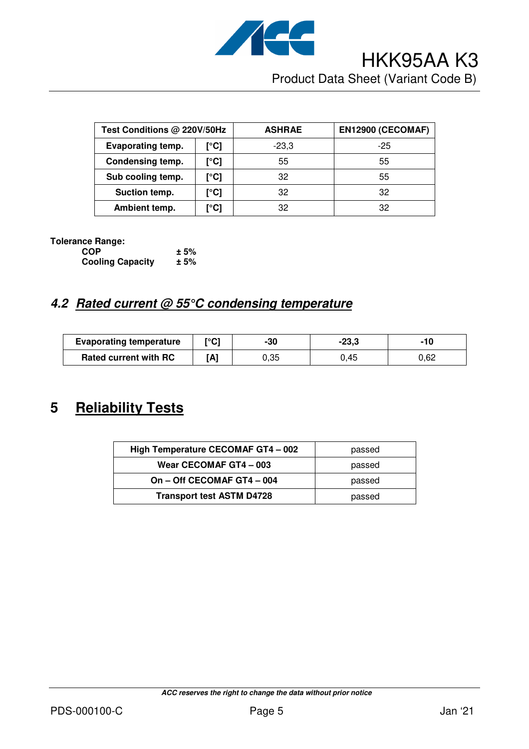| Test Conditions @ 220V/50Hz | | ASHRAE | EN12900 (CECOMAF) |
|---|---|---|---|
| Evaporating temp. | [°C] | -23,3 | -25 |
| Condensing temp. | [°C] | 55 | 55 |
| Sub cooling temp. | [°C] | 32 | 55 |
| Suction temp. | [°C] | 32 | 32 |
| Ambient temp. | [°C] | 32 | 32 |

**Tolerance Range:**

**COP** ± 5%

**Cooling Capacity** ± 5%

### *4.2 Rated current @ 55°C condensing temperature*

| Evaporating temperature | [°C] | -30 | -23,3 | -10 |
|---|---|---|---|---|
| Rated current with RC | [A] | 0,35 | 0,45 | 0,62 |

## 5 Reliability Tests

| | |
|---|---|
| High Temperature CECOMAF GT4 – 002 | passed |
| Wear CECOMAF GT4 – 003 | passed |
| On – Off CECOMAF GT4 – 004 | passed |
| Transport test ASTM D4728 | passed |

*ACC reserves the right to change the data without prior notice*